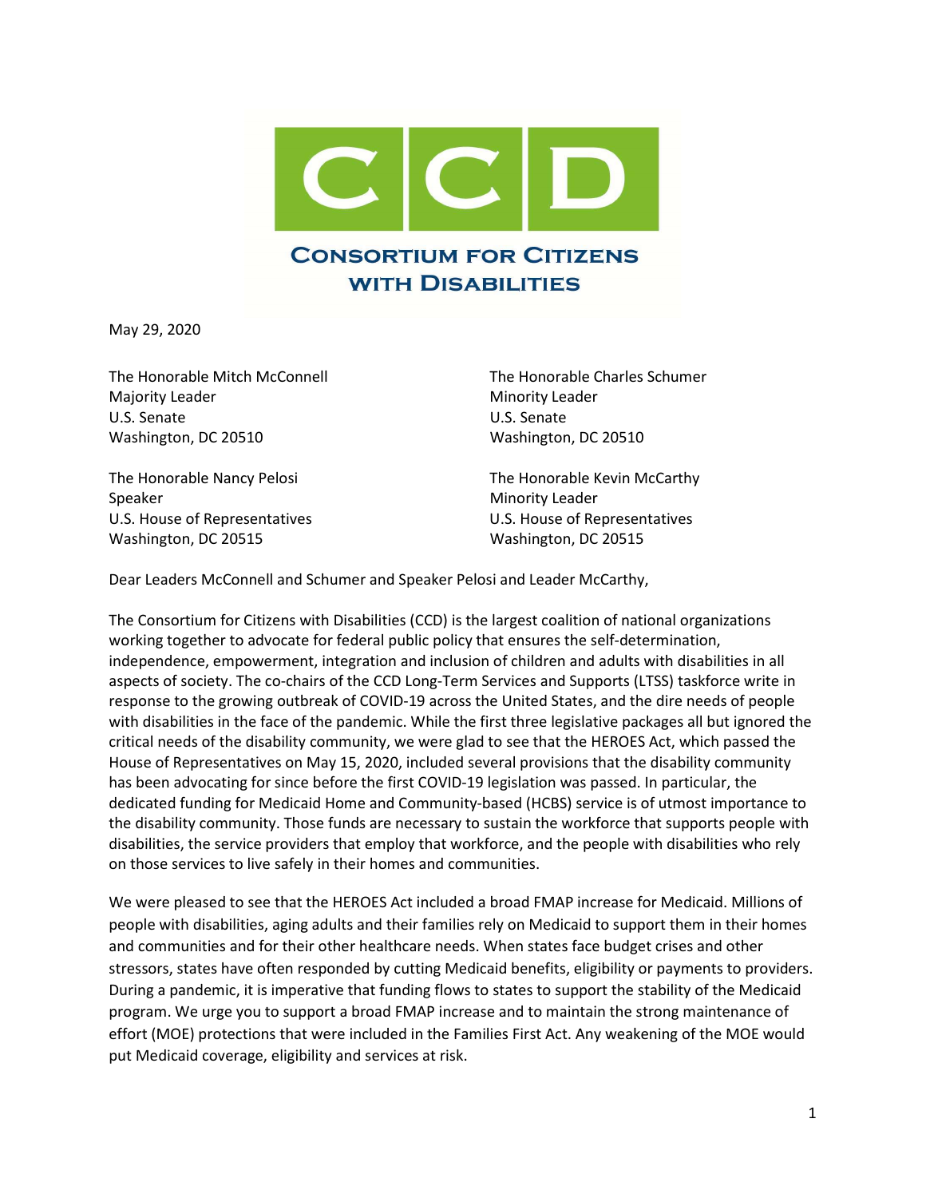# CCD

## Consortium for Citizens with Disabilities

May 29, 2020

The Honorable Mitch McConnell
Majority Leader
U.S. Senate
Washington, DC 20510

The Honorable Charles Schumer
Minority Leader
U.S. Senate
Washington, DC 20510

The Honorable Nancy Pelosi
Speaker
U.S. House of Representatives
Washington, DC 20515

The Honorable Kevin McCarthy
Minority Leader
U.S. House of Representatives
Washington, DC 20515

Dear Leaders McConnell and Schumer and Speaker Pelosi and Leader McCarthy,

The Consortium for Citizens with Disabilities (CCD) is the largest coalition of national organizations working together to advocate for federal public policy that ensures the self-determination, independence, empowerment, integration and inclusion of children and adults with disabilities in all aspects of society. The co-chairs of the CCD Long-Term Services and Supports (LTSS) taskforce write in response to the growing outbreak of COVID-19 across the United States, and the dire needs of people with disabilities in the face of the pandemic. While the first three legislative packages all but ignored the critical needs of the disability community, we were glad to see that the HEROES Act, which passed the House of Representatives on May 15, 2020, included several provisions that the disability community has been advocating for since before the first COVID-19 legislation was passed. In particular, the dedicated funding for Medicaid Home and Community-based (HCBS) service is of utmost importance to the disability community. Those funds are necessary to sustain the workforce that supports people with disabilities, the service providers that employ that workforce, and the people with disabilities who rely on those services to live safely in their homes and communities.

We were pleased to see that the HEROES Act included a broad FMAP increase for Medicaid. Millions of people with disabilities, aging adults and their families rely on Medicaid to support them in their homes and communities and for their other healthcare needs. When states face budget crises and other stressors, states have often responded by cutting Medicaid benefits, eligibility or payments to providers. During a pandemic, it is imperative that funding flows to states to support the stability of the Medicaid program. We urge you to support a broad FMAP increase and to maintain the strong maintenance of effort (MOE) protections that were included in the Families First Act. Any weakening of the MOE would put Medicaid coverage, eligibility and services at risk.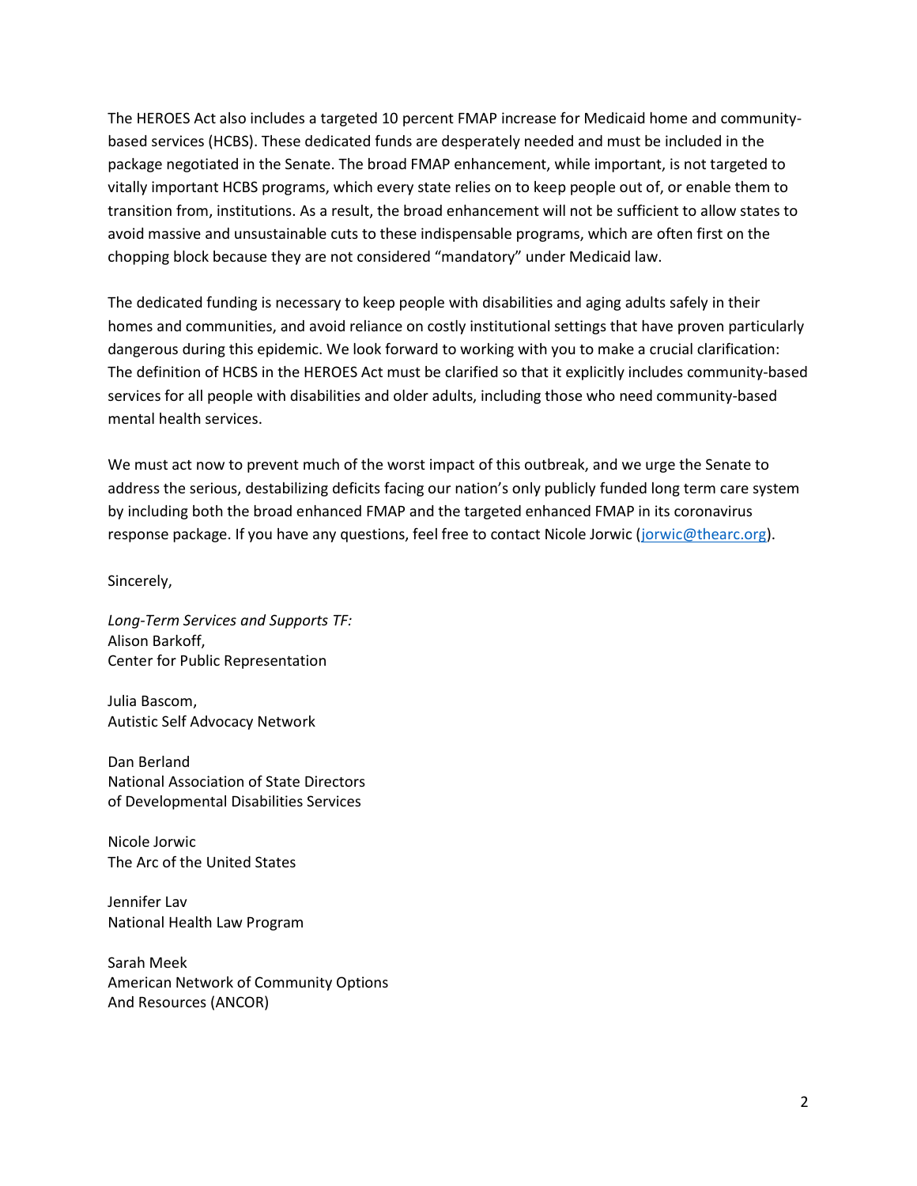The HEROES Act also includes a targeted 10 percent FMAP increase for Medicaid home and community-based services (HCBS). These dedicated funds are desperately needed and must be included in the package negotiated in the Senate. The broad FMAP enhancement, while important, is not targeted to vitally important HCBS programs, which every state relies on to keep people out of, or enable them to transition from, institutions. As a result, the broad enhancement will not be sufficient to allow states to avoid massive and unsustainable cuts to these indispensable programs, which are often first on the chopping block because they are not considered "mandatory" under Medicaid law.

The dedicated funding is necessary to keep people with disabilities and aging adults safely in their homes and communities, and avoid reliance on costly institutional settings that have proven particularly dangerous during this epidemic. We look forward to working with you to make a crucial clarification: The definition of HCBS in the HEROES Act must be clarified so that it explicitly includes community-based services for all people with disabilities and older adults, including those who need community-based mental health services.

We must act now to prevent much of the worst impact of this outbreak, and we urge the Senate to address the serious, destabilizing deficits facing our nation's only publicly funded long term care system by including both the broad enhanced FMAP and the targeted enhanced FMAP in its coronavirus response package. If you have any questions, feel free to contact Nicole Jorwic (jorwic@thearc.org).

Sincerely,

*Long-Term Services and Supports TF:*
Alison Barkoff,
Center for Public Representation

Julia Bascom,
Autistic Self Advocacy Network

Dan Berland
National Association of State Directors
of Developmental Disabilities Services

Nicole Jorwic
The Arc of the United States

Jennifer Lav
National Health Law Program

Sarah Meek
American Network of Community Options
And Resources (ANCOR)